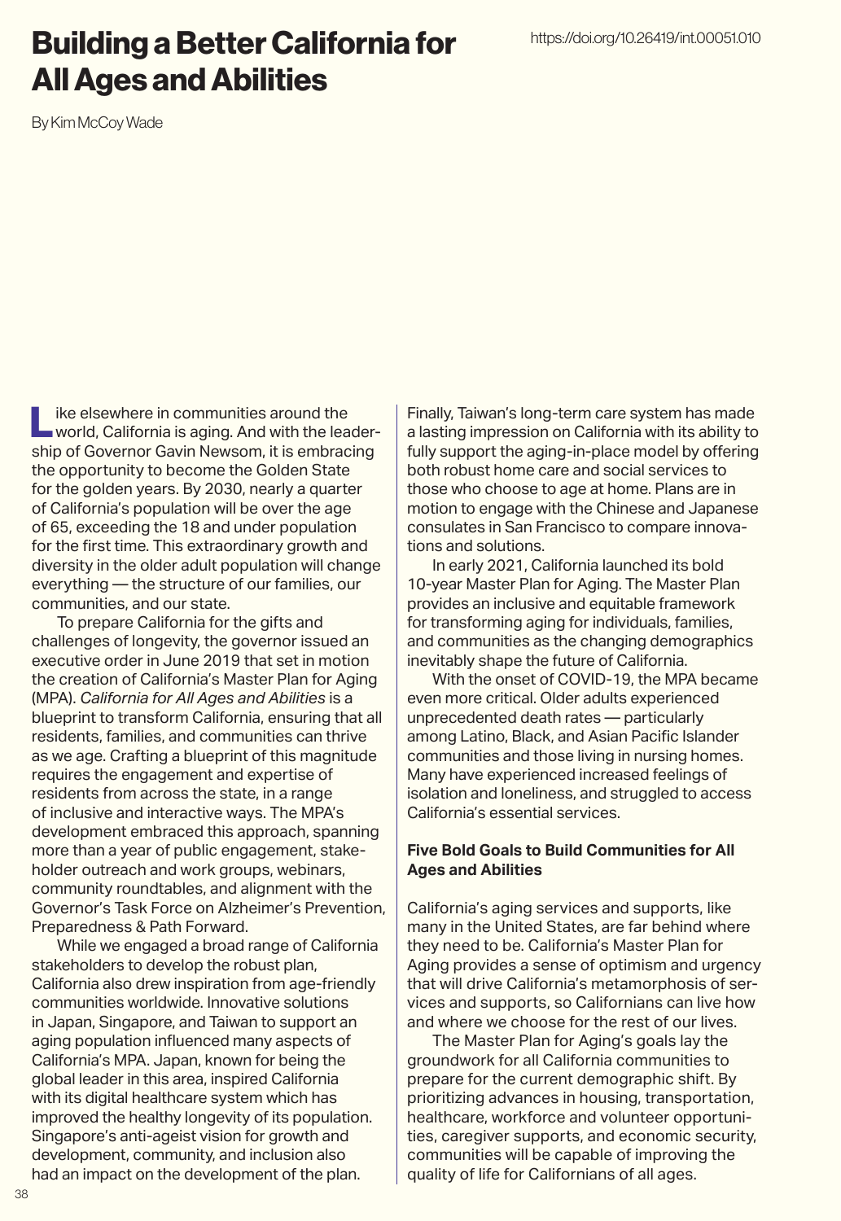# Building a Better California for All Ages and Abilities

https://doi.org/10.26419/int.00051.010

By Kim McCoy Wade

Like elsewhere in communities around the world, California is aging. And with the leadership of Governor Gavin Newsom, it is embracing the opportunity to become the Golden State for the golden years. By 2030, nearly a quarter of California's population will be over the age of 65, exceeding the 18 and under population for the first time. This extraordinary growth and diversity in the older adult population will change everything — the structure of our families, our communities, and our state.

To prepare California for the gifts and challenges of longevity, the governor issued an executive order in June 2019 that set in motion the creation of California's Master Plan for Aging (MPA). *California for All Ages and Abilities* is a blueprint to transform California, ensuring that all residents, families, and communities can thrive as we age. Crafting a blueprint of this magnitude requires the engagement and expertise of residents from across the state, in a range of inclusive and interactive ways. The MPA's development embraced this approach, spanning more than a year of public engagement, stakeholder outreach and work groups, webinars, community roundtables, and alignment with the Governor's Task Force on Alzheimer's Prevention, Preparedness & Path Forward.

While we engaged a broad range of California stakeholders to develop the robust plan, California also drew inspiration from age-friendly communities worldwide. Innovative solutions in Japan, Singapore, and Taiwan to support an aging population influenced many aspects of California's MPA. Japan, known for being the global leader in this area, inspired California with its digital healthcare system which has improved the healthy longevity of its population. Singapore's anti-ageist vision for growth and development, community, and inclusion also had an impact on the development of the plan. Finally, Taiwan's long-term care system has made a lasting impression on California with its ability to fully support the aging-in-place model by offering both robust home care and social services to those who choose to age at home. Plans are in motion to engage with the Chinese and Japanese consulates in San Francisco to compare innovations and solutions.

In early 2021, California launched its bold 10-year Master Plan for Aging. The Master Plan provides an inclusive and equitable framework for transforming aging for individuals, families, and communities as the changing demographics inevitably shape the future of California.

With the onset of COVID-19, the MPA became even more critical. Older adults experienced unprecedented death rates — particularly among Latino, Black, and Asian Pacific Islander communities and those living in nursing homes. Many have experienced increased feelings of isolation and loneliness, and struggled to access California's essential services.

**Five Bold Goals to Build Communities for All Ages and Abilities**

California's aging services and supports, like many in the United States, are far behind where they need to be. California's Master Plan for Aging provides a sense of optimism and urgency that will drive California's metamorphosis of services and supports, so Californians can live how and where we choose for the rest of our lives.

The Master Plan for Aging's goals lay the groundwork for all California communities to prepare for the current demographic shift. By prioritizing advances in housing, transportation, healthcare, workforce and volunteer opportunities, caregiver supports, and economic security, communities will be capable of improving the quality of life for Californians of all ages.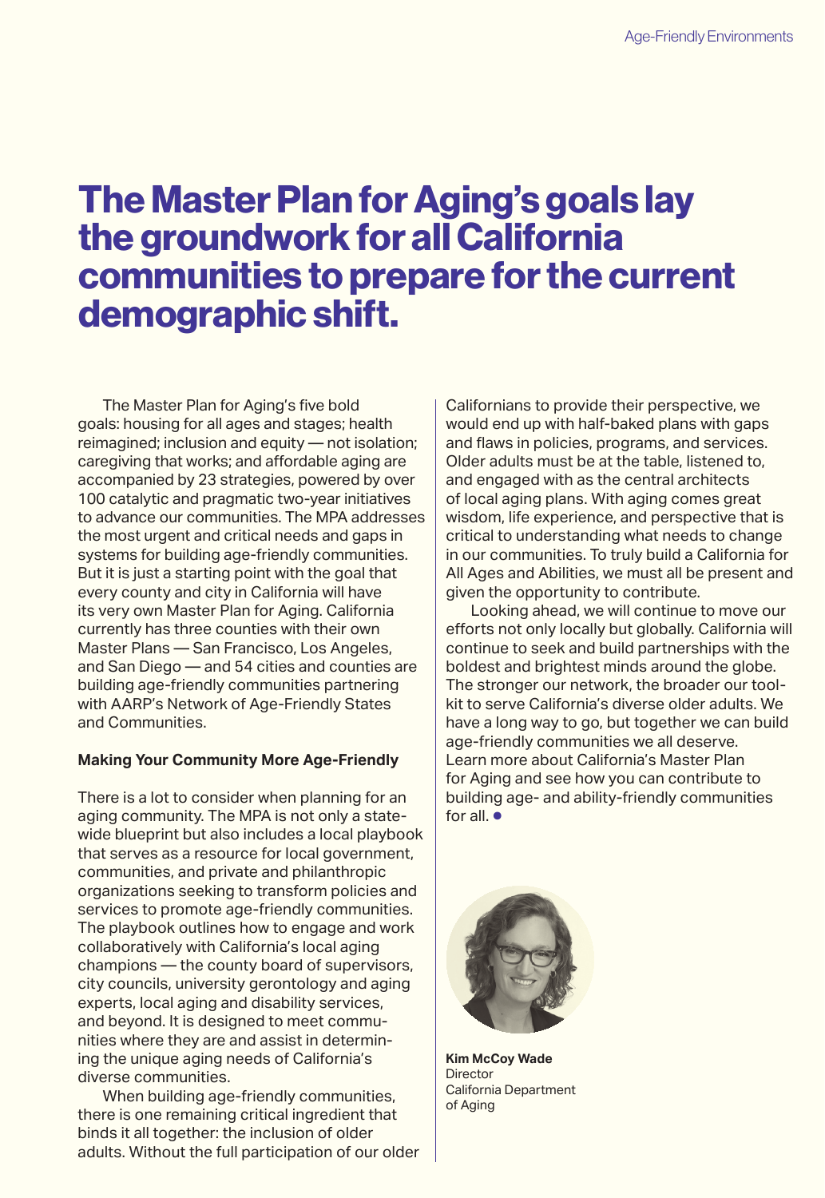# The Master Plan for Aging's goals lay the groundwork for all California communities to prepare for the current demographic shift.

The Master Plan for Aging's five bold goals: housing for all ages and stages; health reimagined; inclusion and equity — not isolation; caregiving that works; and affordable aging are accompanied by 23 strategies, powered by over 100 catalytic and pragmatic two-year initiatives to advance our communities. The MPA addresses the most urgent and critical needs and gaps in systems for building age-friendly communities. But it is just a starting point with the goal that every county and city in California will have its very own Master Plan for Aging. California currently has three counties with their own Master Plans — San Francisco, Los Angeles, and San Diego — and 54 cities and counties are building age-friendly communities partnering with AARP's Network of Age-Friendly States and Communities.

**Making Your Community More Age-Friendly**

There is a lot to consider when planning for an aging community. The MPA is not only a statewide blueprint but also includes a local playbook that serves as a resource for local government, communities, and private and philanthropic organizations seeking to transform policies and services to promote age-friendly communities. The playbook outlines how to engage and work collaboratively with California's local aging champions — the county board of supervisors, city councils, university gerontology and aging experts, local aging and disability services, and beyond. It is designed to meet communities where they are and assist in determining the unique aging needs of California's diverse communities.

When building age-friendly communities, there is one remaining critical ingredient that binds it all together: the inclusion of older adults. Without the full participation of our older Californians to provide their perspective, we would end up with half-baked plans with gaps and flaws in policies, programs, and services. Older adults must be at the table, listened to, and engaged with as the central architects of local aging plans. With aging comes great wisdom, life experience, and perspective that is critical to understanding what needs to change in our communities. To truly build a California for All Ages and Abilities, we must all be present and given the opportunity to contribute.

Looking ahead, we will continue to move our efforts not only locally but globally. California will continue to seek and build partnerships with the boldest and brightest minds around the globe. The stronger our network, the broader our toolkit to serve California's diverse older adults. We have a long way to go, but together we can build age-friendly communities we all deserve. Learn more about California's Master Plan for Aging and see how you can contribute to building age- and ability-friendly communities for all. ●

**Kim McCoy Wade**
Director
California Department of Aging